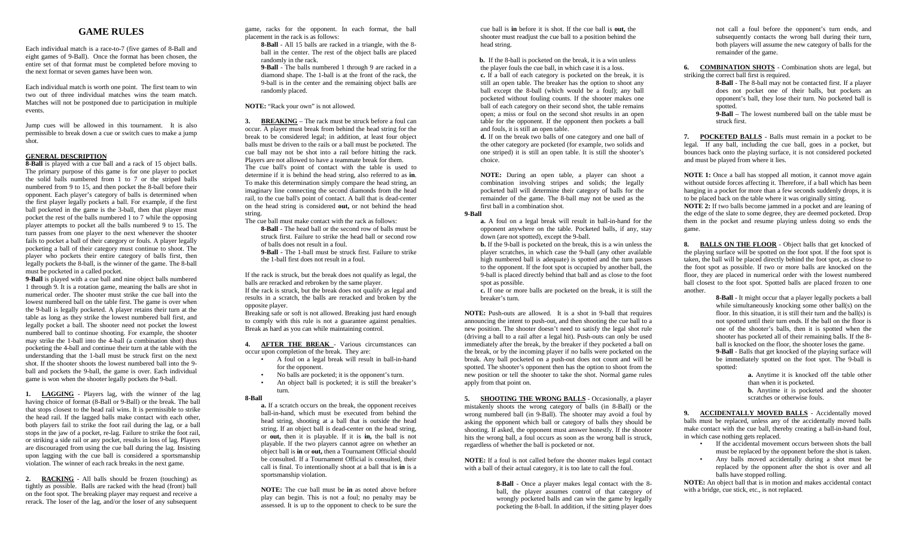# GAME RULES

Each individual match is a race-to-7 (five games of 8-Ball and eight games of 9-Ball). Once the format has been chosen, the entire set of that format must be completed before moving to the next format or seven games have been won.

Each individual match is worth one point. The first team to win two out of three individual matches wins the team match. Matches will not be postponed due to participation in multiple events.

Jump cues will be allowed in this tournament. It is also permissible to break down a cue or switch cues to make a jump shot.

**GENERAL DESCRIPTION**

**8-Ball** is played with a cue ball and a rack of 15 object balls. The primary purpose of this game is for one player to pocket the solid balls numbered from 1 to 7 or the striped balls numbered from 9 to 15, and then pocket the 8-ball before their opponent. Each player's category of balls is determined when the first player legally pockets a ball. For example, if the first ball pocketed in the game is the 3-ball, then that player must pocket the rest of the balls numbered 1 to 7 while the opposing player attempts to pocket all the balls numbered 9 to 15. The turn passes from one player to the next whenever the shooter fails to pocket a ball of their category or fouls. A player legally pocketing a ball of their category must continue to shoot. The player who pockets their entire category of balls first, then legally pockets the 8-ball, is the winner of the game. The 8-ball must be pocketed in a called pocket.

**9-Ball** is played with a cue ball and nine object balls numbered 1 through 9. It is a rotation game, meaning the balls are shot in numerical order. The shooter must strike the cue ball into the lowest numbered ball on the table first. The game is over when the 9-ball is legally pocketed. A player retains their turn at the table as long as they strike the lowest numbered ball first, and legally pocket a ball. The shooter need not pocket the lowest numbered ball to continue shooting. For example, the shooter may strike the 1-ball into the 4-ball (a combination shot) thus pocketing the 4-ball and continue their turn at the table with the understanding that the 1-ball must be struck first on the next shot. If the shooter shoots the lowest numbered ball into the 9-ball and pockets the 9-ball, the game is over. Each individual game is won when the shooter legally pockets the 9-ball.

**1. LAGGING** - Players lag, with the winner of the lag having choice of format (8-Ball or 9-Ball) or the break. The ball that stops closest to the head rail wins. It is permissible to strike the head rail. If the lagged balls make contact with each other, both players fail to strike the foot rail during the lag, or a ball stops in the jaw of a pocket, re-lag. Failure to strike the foot rail, or striking a side rail or any pocket, results in loss of lag. Players are discouraged from using the cue ball during the lag. Insisting upon lagging with the cue ball is considered a sportsmanship violation. The winner of each rack breaks in the next game.

**2. RACKING** - All balls should be frozen (touching) as tightly as possible. Balls are racked with the head (front) ball on the foot spot. The breaking player may request and receive a rerack. The loser of the lag, and/or the loser of any subsequent game, racks for the opponent. In each format, the ball placement in the rack is as follows:

**8-Ball** - All 15 balls are racked in a triangle, with the 8-ball in the center. The rest of the object balls are placed randomly in the rack.

**9-Ball** - The balls numbered 1 through 9 are racked in a diamond shape. The 1-ball is at the front of the rack, the 9-ball is in the center and the remaining object balls are randomly placed.

**NOTE:** "Rack your own" is not allowed.

**3. BREAKING** – The rack must be struck before a foul can occur. A player must break from behind the head string for the break to be considered legal; in addition, at least four object balls must be driven to the rails or a ball must be pocketed. The cue ball may not be shot into a rail before hitting the rack. Players are not allowed to have a teammate break for them.

The cue ball's point of contact with the table is used to determine if it is behind the head string, also referred to as **in**. To make this determination simply compare the head string, an imaginary line connecting the second diamonds from the head rail, to the cue ball's point of contact. A ball that is dead-center on the head string is considered **out,** or not behind the head string.

The cue ball must make contact with the rack as follows:

**8-Ball** - The head ball or the second row of balls must be struck first. Failure to strike the head ball or second row of balls does not result in a foul.

**9-Ball** - The 1-ball must be struck first. Failure to strike the 1-ball first does not result in a foul.

If the rack is struck, but the break does not qualify as legal, the balls are reracked and rebroken by the same player.

If the rack is struck, but the break does not qualify as legal and results in a scratch, the balls are reracked and broken by the opposite player.

Breaking safe or soft is not allowed. Breaking just hard enough to comply with this rule is not a guarantee against penalties. Break as hard as you can while maintaining control.

**4. AFTER THE BREAK** - Various circumstances can occur upon completion of the break. They are:

- A foul on a legal break will result in ball-in-hand for the opponent.
- No balls are pocketed; it is the opponent's turn.
- An object ball is pocketed; it is still the breaker's turn.

**8-Ball**

**a.** If a scratch occurs on the break, the opponent receives ball-in-hand, which must be executed from behind the head string, shooting at a ball that is outside the head string. If an object ball is dead-center on the head string, or **out,** then it is playable. If it is **in,** the ball is not playable. If the two players cannot agree on whether an object ball is **in** or **out,** then a Tournament Official should be consulted. If a Tournament Official is consulted, their call is final. To intentionally shoot at a ball that is **in** is a sportsmanship violation.

**NOTE:** The cue ball must be **in** as noted above before play can begin. This is not a foul; no penalty may be assessed. It is up to the opponent to check to be sure the cue ball is **in** before it is shot. If the cue ball is **out,** the shooter must readjust the cue ball to a position behind the head string.

**b.** If the 8-ball is pocketed on the break, it is a win unless the player fouls the cue ball, in which case it is a loss.

**c.** If a ball of each category is pocketed on the break, it is still an open table. The breaker has the option to shoot any ball except the 8-ball (which would be a foul); any ball pocketed without fouling counts. If the shooter makes one ball of each category on their second shot, the table remains open; a miss or foul on the second shot results in an open table for the opponent. If the opponent then pockets a ball and fouls, it is still an open table.

**d.** If on the break two balls of one category and one ball of the other category are pocketed (for example, two solids and one striped) it is still an open table. It is still the shooter's choice.

**NOTE:** During an open table, a player can shoot a combination involving stripes and solids; the legally pocketed ball will determine their category of balls for the remainder of the game. The 8-ball may not be used as the first ball in a combination shot.

**9-Ball**

**a.** A foul on a legal break will result in ball-in-hand for the opponent anywhere on the table. Pocketed balls, if any, stay down (are not spotted), except the 9-ball.

**b.** If the 9-ball is pocketed on the break, this is a win unless the player scratches, in which case the 9-ball (any other available high numbered ball is adequate) is spotted and the turn passes to the opponent. If the foot spot is occupied by another ball, the 9-ball is placed directly behind that ball and as close to the foot spot as possible.

**c.** If one or more balls are pocketed on the break, it is still the breaker's turn.

**NOTE:** Push-outs are allowed. It is a shot in 9-ball that requires announcing the intent to push-out, and then shooting the cue ball to a new position. The shooter doesn't need to satisfy the legal shot rule (driving a ball to a rail after a legal hit). Push-outs can only be used immediately after the break, by the breaker if they pocketed a ball on the break, or by the incoming player if no balls were pocketed on the break. Any ball pocketed on a push-out does not count and will be spotted. The shooter's opponent then has the option to shoot from the new position or tell the shooter to take the shot. Normal game rules apply from that point on.

**5. SHOOTING THE WRONG BALLS** - Occasionally, a player mistakenly shoots the wrong category of balls (in 8-Ball) or the wrong numbered ball (in 9-Ball). The shooter may avoid a foul by asking the opponent which ball or category of balls they should be shooting. If asked, the opponent must answer honestly. If the shooter hits the wrong ball, a foul occurs as soon as the wrong ball is struck, regardless of whether the ball is pocketed or not.

**NOTE:** If a foul is not called before the shooter makes legal contact with a ball of their actual category, it is too late to call the foul.

**8-Ball** - Once a player makes legal contact with the 8-ball, the player assumes control of that category of wrongly pocketed balls and can win the game by legally pocketing the 8-ball. In addition, if the sitting player does not call a foul before the opponent's turn ends, and subsequently contacts the wrong ball during their turn, both players will assume the new category of balls for the remainder of the game.

**6. COMBINATION SHOTS** - Combination shots are legal, but striking the correct ball first is required.

**8-Ball** - The 8-ball may not be contacted first. If a player does not pocket one of their balls, but pockets an opponent's ball, they lose their turn. No pocketed ball is spotted.

**9-Ball** – The lowest numbered ball on the table must be struck first.

**7. POCKETED BALLS** - Balls must remain in a pocket to be legal. If any ball, including the cue ball, goes in a pocket, but bounces back onto the playing surface, it is not considered pocketed and must be played from where it lies.

**NOTE 1:** Once a ball has stopped all motion, it cannot move again without outside forces affecting it. Therefore, if a ball which has been hanging in a pocket for more than a few seconds suddenly drops, it is to be placed back on the table where it was originally sitting.

**NOTE 2:** If two balls become jammed in a pocket and are leaning of the edge of the slate to some degree, they are deemed pocketed. Drop them in the pocket and resume playing unless doing so ends the game.

**8. BALLS ON THE FLOOR** - Object balls that get knocked of the playing surface will be spotted on the foot spot. If the foot spot is taken, the ball will be placed directly behind the foot spot, as close to the foot spot as possible. If two or more balls are knocked on the floor, they are placed in numerical order with the lowest numbered ball closest to the foot spot. Spotted balls are placed frozen to one another.

**8-Ball** - It might occur that a player legally pockets a ball while simultaneously knocking some other ball(s) on the floor. In this situation, it is still their turn and the ball(s) is not spotted until their turn ends. If the ball on the floor is one of the shooter's balls, then it is spotted when the shooter has pocketed all of their remaining balls. If the 8-ball is knocked on the floor, the shooter loses the game.

**9-Ball** - Balls that get knocked of the playing surface will be immediately spotted on the foot spot. The 9-ball is spotted:

**a.** Anytime it is knocked off the table other than when it is pocketed.

**b.** Anytime it is pocketed and the shooter scratches or otherwise fouls.

**9. ACCIDENTALLY MOVED BALLS** - Accidentally moved balls must be replaced, unless any of the accidentally moved balls make contact with the cue ball, thereby creating a ball-in-hand foul, in which case nothing gets replaced.

- If the accidental movement occurs between shots the ball must be replaced by the opponent before the shot is taken.
- Any balls moved accidentally during a shot must be replaced by the opponent after the shot is over and all balls have stopped rolling.

**NOTE:** An object ball that is in motion and makes accidental contact with a bridge, cue stick, etc., is not replaced.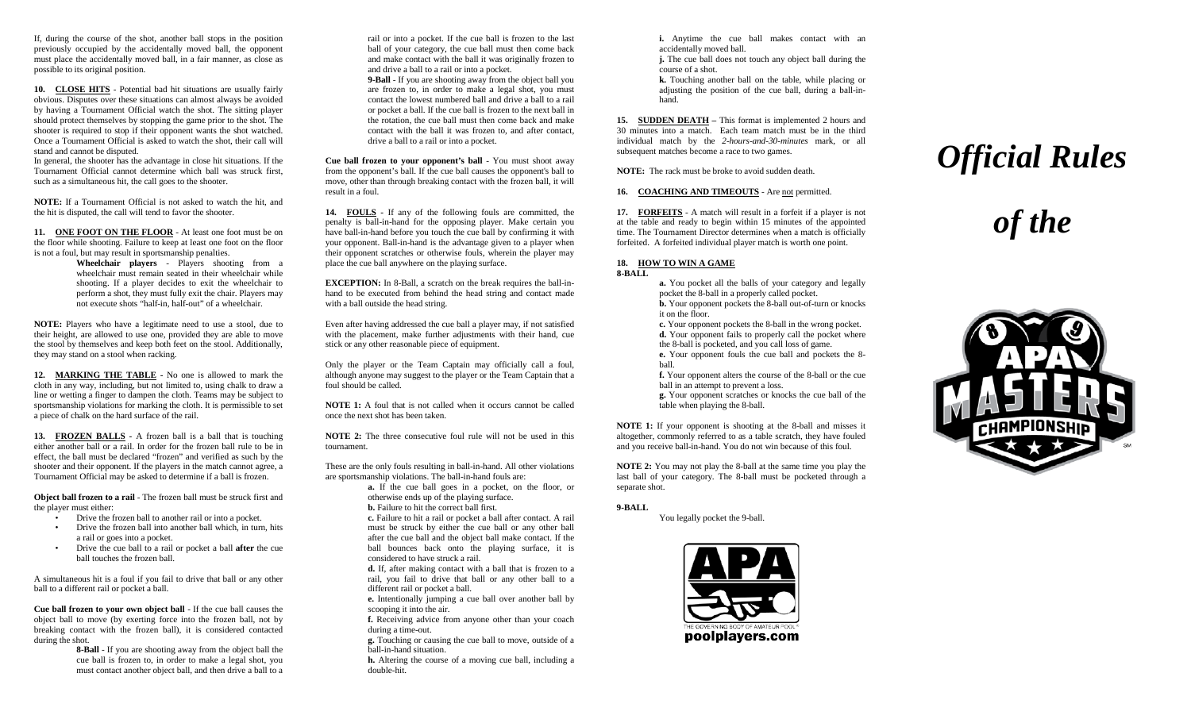If, during the course of the shot, another ball stops in the position previously occupied by the accidentally moved ball, the opponent must place the accidentally moved ball, in a fair manner, as close as possible to its original position.

**10. CLOSE HITS** - Potential bad hit situations are usually fairly obvious. Disputes over these situations can almost always be avoided by having a Tournament Official watch the shot. The sitting player should protect themselves by stopping the game prior to the shot. The shooter is required to stop if their opponent wants the shot watched. Once a Tournament Official is asked to watch the shot, their call will stand and cannot be disputed.

In general, the shooter has the advantage in close hit situations. If the Tournament Official cannot determine which ball was struck first, such as a simultaneous hit, the call goes to the shooter.

**NOTE:** If a Tournament Official is not asked to watch the hit, and the hit is disputed, the call will tend to favor the shooter.

**11. ONE FOOT ON THE FLOOR** - At least one foot must be on the floor while shooting. Failure to keep at least one foot on the floor is not a foul, but may result in sportsmanship penalties.

> **Wheelchair players** - Players shooting from a wheelchair must remain seated in their wheelchair while shooting. If a player decides to exit the wheelchair to perform a shot, they must fully exit the chair. Players may not execute shots "half-in, half-out" of a wheelchair.

**NOTE:** Players who have a legitimate need to use a stool, due to their height, are allowed to use one, provided they are able to move the stool by themselves and keep both feet on the stool. Additionally, they may stand on a stool when racking.

**12. MARKING THE TABLE** - No one is allowed to mark the cloth in any way, including, but not limited to, using chalk to draw a line or wetting a finger to dampen the cloth. Teams may be subject to sportsmanship violations for marking the cloth. It is permissible to set a piece of chalk on the hard surface of the rail.

**13. FROZEN BALLS** - A frozen ball is a ball that is touching either another ball or a rail. In order for the frozen ball rule to be in effect, the ball must be declared "frozen" and verified as such by the shooter and their opponent. If the players in the match cannot agree, a Tournament Official may be asked to determine if a ball is frozen.

**Object ball frozen to a rail** - The frozen ball must be struck first and the player must either:

- Drive the frozen ball to another rail or into a pocket.
- Drive the frozen ball into another ball which, in turn, hits a rail or goes into a pocket.
- Drive the cue ball to a rail or pocket a ball **after** the cue ball touches the frozen ball.

A simultaneous hit is a foul if you fail to drive that ball or any other ball to a different rail or pocket a ball.

**Cue ball frozen to your own object ball** - If the cue ball causes the object ball to move (by exerting force into the frozen ball, not by breaking contact with the frozen ball), it is considered contacted during the shot.

> **8-Ball** - If you are shooting away from the object ball the cue ball is frozen to, in order to make a legal shot, you must contact another object ball, and then drive a ball to a rail or into a pocket. If the cue ball is frozen to the last ball of your category, the cue ball must then come back and make contact with the ball it was originally frozen to and drive a ball to a rail or into a pocket.
>
> **9-Ball** - If you are shooting away from the object ball you are frozen to, in order to make a legal shot, you must contact the lowest numbered ball and drive a ball to a rail or pocket a ball. If the cue ball is frozen to the next ball in the rotation, the cue ball must then come back and make contact with the ball it was frozen to, and after contact, drive a ball to a rail or into a pocket.

**Cue ball frozen to your opponent's ball** - You must shoot away from the opponent's ball. If the cue ball causes the opponent's ball to move, other than through breaking contact with the frozen ball, it will result in a foul.

**14. FOULS** - If any of the following fouls are committed, the penalty is ball-in-hand for the opposing player. Make certain you have ball-in-hand before you touch the cue ball by confirming it with your opponent. Ball-in-hand is the advantage given to a player when their opponent scratches or otherwise fouls, wherein the player may place the cue ball anywhere on the playing surface.

**EXCEPTION:** In 8-Ball, a scratch on the break requires the ball-in-hand to be executed from behind the head string and contact made with a ball outside the head string.

Even after having addressed the cue ball a player may, if not satisfied with the placement, make further adjustments with their hand, cue stick or any other reasonable piece of equipment.

Only the player or the Team Captain may officially call a foul, although anyone may suggest to the player or the Team Captain that a foul should be called.

**NOTE 1:** A foul that is not called when it occurs cannot be called once the next shot has been taken.

**NOTE 2:** The three consecutive foul rule will not be used in this tournament.

These are the only fouls resulting in ball-in-hand. All other violations are sportsmanship violations. The ball-in-hand fouls are:

> **a.** If the cue ball goes in a pocket, on the floor, or otherwise ends up of the playing surface.
> **b.** Failure to hit the correct ball first.
> **c.** Failure to hit a rail or pocket a ball after contact. A rail must be struck by either the cue ball or any other ball after the cue ball and the object ball make contact. If the ball bounces back onto the playing surface, it is considered to have struck a rail.
> **d.** If, after making contact with a ball that is frozen to a rail, you fail to drive that ball or any other ball to a different rail or pocket a ball.
> **e.** Intentionally jumping a cue ball over another ball by scooping it into the air.
> **f.** Receiving advice from anyone other than your coach during a time-out.
> **g.** Touching or causing the cue ball to move, outside of a ball-in-hand situation.
> **h.** Altering the course of a moving cue ball, including a double-hit.
> **i.** Anytime the cue ball makes contact with an accidentally moved ball.
> **j.** The cue ball does not touch any object ball during the course of a shot.
> **k.** Touching another ball on the table, while placing or adjusting the position of the cue ball, during a ball-in-hand.

**15. SUDDEN DEATH –** This format is implemented 2 hours and 30 minutes into a match. Each team match must be in the third individual match by the *2-hours-and-30-minutes* mark, or all subsequent matches become a race to two games.

**NOTE:** The rack must be broke to avoid sudden death.

**16. COACHING AND TIMEOUTS** - Are not permitted.

**17. FORFEITS** - A match will result in a forfeit if a player is not at the table and ready to begin within 15 minutes of the appointed time. The Tournament Director determines when a match is officially forfeited. A forfeited individual player match is worth one point.

**18. HOW TO WIN A GAME**

**8-BALL**

> **a.** You pocket all the balls of your category and legally pocket the 8-ball in a properly called pocket.
> **b.** Your opponent pockets the 8-ball out-of-turn or knocks it on the floor.
> **c.** Your opponent pockets the 8-ball in the wrong pocket.
> **d.** Your opponent fails to properly call the pocket where the 8-ball is pocketed, and you call loss of game.
> **e.** Your opponent fouls the cue ball and pockets the 8-ball.
> **f.** Your opponent alters the course of the 8-ball or the cue ball in an attempt to prevent a loss.
> **g.** Your opponent scratches or knocks the cue ball of the table when playing the 8-ball.

**NOTE 1:** If your opponent is shooting at the 8-ball and misses it altogether, commonly referred to as a table scratch, they have fouled and you receive ball-in-hand. You do not win because of this foul.

**NOTE 2:** You may not play the 8-ball at the same time you play the last ball of your category. The 8-ball must be pocketed through a separate shot.

**9-BALL**

> You legally pocket the 9-ball.

APA

THE GOVERNING BODY OF AMATEUR POOL®

poolplayers.com

# *Official Rules*

# *of the*

APA MASTERS CHAMPIONSHIP SM